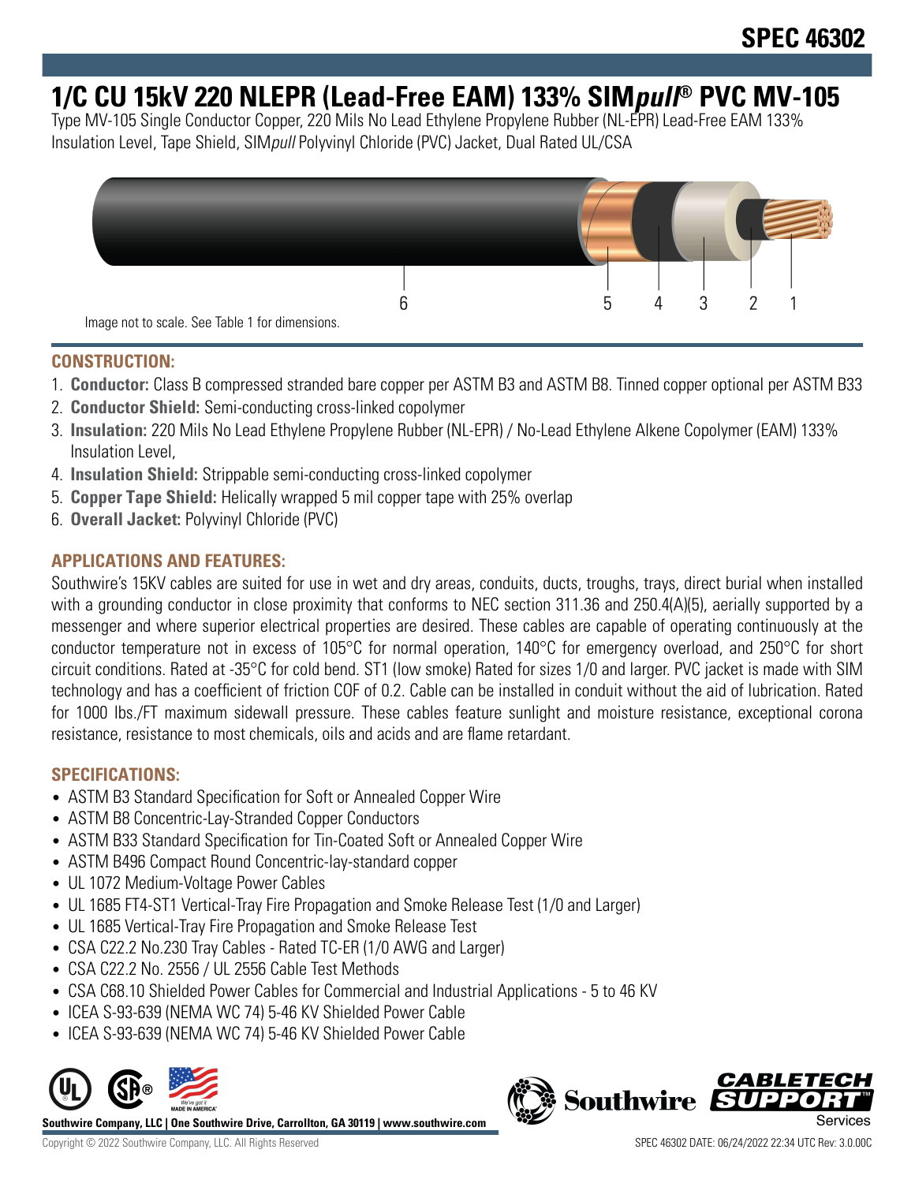# SPEC 46302

# 1/C CU 15kV 220 NLEPR (Lead-Free EAM) 133% SIM*pull*® PVC MV-105

Type MV-105 Single Conductor Copper, 220 Mils No Lead Ethylene Propylene Rubber (NL-EPR) Lead-Free EAM 133% Insulation Level, Tape Shield, SIM*pull* Polyvinyl Chloride (PVC) Jacket, Dual Rated UL/CSA

Image not to scale. See Table 1 for dimensions.

## CONSTRUCTION:

1. **Conductor:** Class B compressed stranded bare copper per ASTM B3 and ASTM B8. Tinned copper optional per ASTM B33
2. **Conductor Shield:** Semi-conducting cross-linked copolymer
3. **Insulation:** 220 Mils No Lead Ethylene Propylene Rubber (NL-EPR) / No-Lead Ethylene Alkene Copolymer (EAM) 133% Insulation Level,
4. **Insulation Shield:** Strippable semi-conducting cross-linked copolymer
5. **Copper Tape Shield:** Helically wrapped 5 mil copper tape with 25% overlap
6. **Overall Jacket:** Polyvinyl Chloride (PVC)

## APPLICATIONS AND FEATURES:

Southwire's 15KV cables are suited for use in wet and dry areas, conduits, ducts, troughs, trays, direct burial when installed with a grounding conductor in close proximity that conforms to NEC section 311.36 and 250.4(A)(5), aerially supported by a messenger and where superior electrical properties are desired. These cables are capable of operating continuously at the conductor temperature not in excess of 105°C for normal operation, 140°C for emergency overload, and 250°C for short circuit conditions. Rated at -35°C for cold bend. ST1 (low smoke) Rated for sizes 1/0 and larger. PVC jacket is made with SIM technology and has a coefficient of friction COF of 0.2. Cable can be installed in conduit without the aid of lubrication. Rated for 1000 lbs./FT maximum sidewall pressure. These cables feature sunlight and moisture resistance, exceptional corona resistance, resistance to most chemicals, oils and acids and are flame retardant.

## SPECIFICATIONS:

- ASTM B3 Standard Specification for Soft or Annealed Copper Wire
- ASTM B8 Concentric-Lay-Stranded Copper Conductors
- ASTM B33 Standard Specification for Tin-Coated Soft or Annealed Copper Wire
- ASTM B496 Compact Round Concentric-lay-standard copper
- UL 1072 Medium-Voltage Power Cables
- UL 1685 FT4-ST1 Vertical-Tray Fire Propagation and Smoke Release Test (1/0 and Larger)
- UL 1685 Vertical-Tray Fire Propagation and Smoke Release Test
- CSA C22.2 No.230 Tray Cables - Rated TC-ER (1/0 AWG and Larger)
- CSA C22.2 No. 2556 / UL 2556 Cable Test Methods
- CSA C68.10 Shielded Power Cables for Commercial and Industrial Applications - 5 to 46 KV
- ICEA S-93-639 (NEMA WC 74) 5-46 KV Shielded Power Cable
- ICEA S-93-639 (NEMA WC 74) 5-46 KV Shielded Power Cable

**Southwire Company, LLC | One Southwire Drive, Carrollton, GA 30119 | www.southwire.com**

Copyright © 2022 Southwire Company, LLC. All Rights Reserved

SPEC 46302 DATE: 06/24/2022 22:34 UTC Rev: 3.0.00C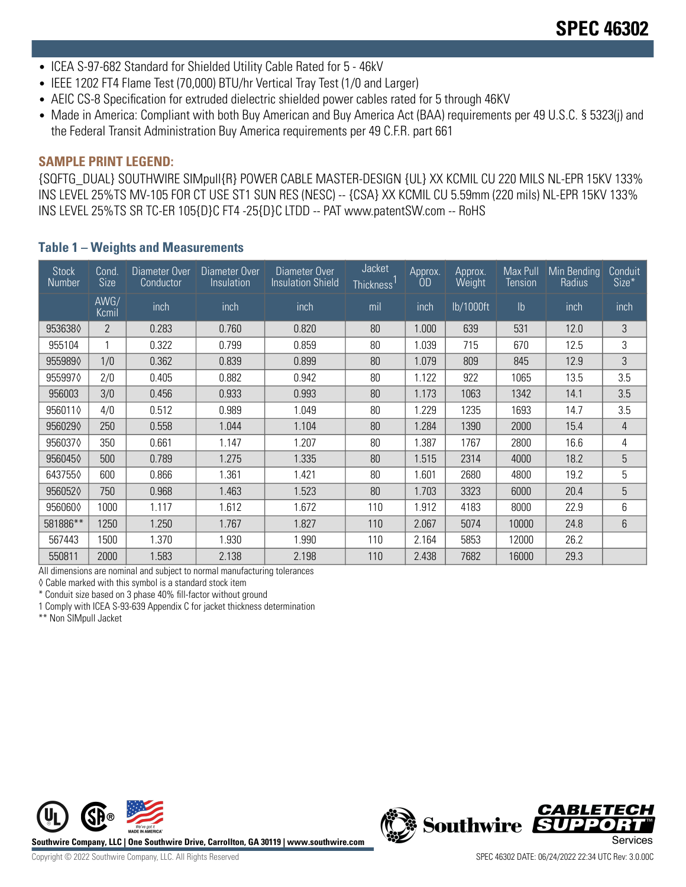- ICEA S-97-682 Standard for Shielded Utility Cable Rated for 5 - 46kV
- IEEE 1202 FT4 Flame Test (70,000) BTU/hr Vertical Tray Test (1/0 and Larger)
- AEIC CS-8 Specification for extruded dielectric shielded power cables rated for 5 through 46KV
- Made in America: Compliant with both Buy American and Buy America Act (BAA) requirements per 49 U.S.C. § 5323(j) and the Federal Transit Administration Buy America requirements per 49 C.F.R. part 661

### SAMPLE PRINT LEGEND:

{SQFTG_DUAL} SOUTHWIRE SIMpull{R} POWER CABLE MASTER-DESIGN {UL} XX KCMIL CU 220 MILS NL-EPR 15KV 133% INS LEVEL 25%TS MV-105 FOR CT USE ST1 SUN RES (NESC) -- {CSA} XX KCMIL CU 5.59mm (220 mils) NL-EPR 15KV 133% INS LEVEL 25%TS SR TC-ER 105{D}C FT4 -25{D}C LTDD -- PAT www.patentSW.com -- RoHS

### Table 1 – Weights and Measurements

| Stock Number | Cond. Size | Diameter Over Conductor | Diameter Over Insulation | Diameter Over Insulation Shield | Jacket Thickness[1] | Approx. OD | Approx. Weight | Max Pull Tension | Min Bending Radius | Conduit Size* |
|---|---|---|---|---|---|---|---|---|---|---|
| | AWG/ Kcmil | inch | inch | inch | mil | inch | lb/1000ft | lb | inch | inch |
| 953638◊ | 2 | 0.283 | 0.760 | 0.820 | 80 | 1.000 | 639 | 531 | 12.0 | 3 |
| 955104 | 1 | 0.322 | 0.799 | 0.859 | 80 | 1.039 | 715 | 670 | 12.5 | 3 |
| 955989◊ | 1/0 | 0.362 | 0.839 | 0.899 | 80 | 1.079 | 809 | 845 | 12.9 | 3 |
| 955997◊ | 2/0 | 0.405 | 0.882 | 0.942 | 80 | 1.122 | 922 | 1065 | 13.5 | 3.5 |
| 956003 | 3/0 | 0.456 | 0.933 | 0.993 | 80 | 1.173 | 1063 | 1342 | 14.1 | 3.5 |
| 956011◊ | 4/0 | 0.512 | 0.989 | 1.049 | 80 | 1.229 | 1235 | 1693 | 14.7 | 3.5 |
| 956029◊ | 250 | 0.558 | 1.044 | 1.104 | 80 | 1.284 | 1390 | 2000 | 15.4 | 4 |
| 956037◊ | 350 | 0.661 | 1.147 | 1.207 | 80 | 1.387 | 1767 | 2800 | 16.6 | 4 |
| 956045◊ | 500 | 0.789 | 1.275 | 1.335 | 80 | 1.515 | 2314 | 4000 | 18.2 | 5 |
| 643755◊ | 600 | 0.866 | 1.361 | 1.421 | 80 | 1.601 | 2680 | 4800 | 19.2 | 5 |
| 956052◊ | 750 | 0.968 | 1.463 | 1.523 | 80 | 1.703 | 3323 | 6000 | 20.4 | 5 |
| 956060◊ | 1000 | 1.117 | 1.612 | 1.672 | 110 | 1.912 | 4183 | 8000 | 22.9 | 6 |
| 581886** | 1250 | 1.250 | 1.767 | 1.827 | 110 | 2.067 | 5074 | 10000 | 24.8 | 6 |
| 567443 | 1500 | 1.370 | 1.930 | 1.990 | 110 | 2.164 | 5853 | 12000 | 26.2 | |
| 550811 | 2000 | 1.583 | 2.138 | 2.198 | 110 | 2.438 | 7682 | 16000 | 29.3 | |

All dimensions are nominal and subject to normal manufacturing tolerances

◊ Cable marked with this symbol is a standard stock item

* Conduit size based on 3 phase 40% fill-factor without ground

1 Comply with ICEA S-93-639 Appendix C for jacket thickness determination

** Non SIMpull Jacket

Southwire Company, LLC | One Southwire Drive, Carrollton, GA 30119 | www.southwire.com

Copyright © 2022 Southwire Company, LLC. All Rights Reserved

SPEC 46302 DATE: 06/24/2022 22:34 UTC Rev: 3.0.00C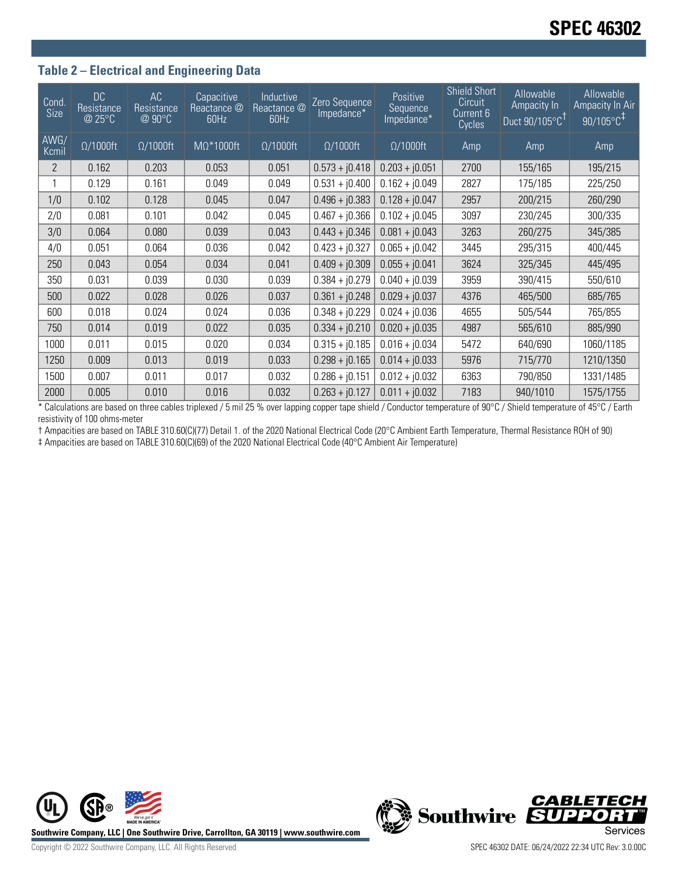### Table 2 – Electrical and Engineering Data

| Cond. Size | DC Resistance @ 25°C | AC Resistance @ 90°C | Capacitive Reactance @ 60Hz | Inductive Reactance @ 60Hz | Zero Sequence Impedance* | Positive Sequence Impedance* | Shield Short Circuit Current 6 Cycles | Allowable Ampacity In Duct 90/105°C† | Allowable Ampacity In Air 90/105°C‡ |
|---|---|---|---|---|---|---|---|---|---|
| AWG/ Kcmil | Ω/1000ft | Ω/1000ft | MΩ*1000ft | Ω/1000ft | Ω/1000ft | Ω/1000ft | Amp | Amp | Amp |
| 2 | 0.162 | 0.203 | 0.053 | 0.051 | 0.573 + j0.418 | 0.203 + j0.051 | 2700 | 155/165 | 195/215 |
| 1 | 0.129 | 0.161 | 0.049 | 0.049 | 0.531 + j0.400 | 0.162 + j0.049 | 2827 | 175/185 | 225/250 |
| 1/0 | 0.102 | 0.128 | 0.045 | 0.047 | 0.496 + j0.383 | 0.128 + j0.047 | 2957 | 200/215 | 260/290 |
| 2/0 | 0.081 | 0.101 | 0.042 | 0.045 | 0.467 + j0.366 | 0.102 + j0.045 | 3097 | 230/245 | 300/335 |
| 3/0 | 0.064 | 0.080 | 0.039 | 0.043 | 0.443 + j0.346 | 0.081 + j0.043 | 3263 | 260/275 | 345/385 |
| 4/0 | 0.051 | 0.064 | 0.036 | 0.042 | 0.423 + j0.327 | 0.065 + j0.042 | 3445 | 295/315 | 400/445 |
| 250 | 0.043 | 0.054 | 0.034 | 0.041 | 0.409 + j0.309 | 0.055 + j0.041 | 3624 | 325/345 | 445/495 |
| 350 | 0.031 | 0.039 | 0.030 | 0.039 | 0.384 + j0.279 | 0.040 + j0.039 | 3959 | 390/415 | 550/610 |
| 500 | 0.022 | 0.028 | 0.026 | 0.037 | 0.361 + j0.248 | 0.029 + j0.037 | 4376 | 465/500 | 685/765 |
| 600 | 0.018 | 0.024 | 0.024 | 0.036 | 0.348 + j0.229 | 0.024 + j0.036 | 4655 | 505/544 | 765/855 |
| 750 | 0.014 | 0.019 | 0.022 | 0.035 | 0.334 + j0.210 | 0.020 + j0.035 | 4987 | 565/610 | 885/990 |
| 1000 | 0.011 | 0.015 | 0.020 | 0.034 | 0.315 + j0.185 | 0.016 + j0.034 | 5472 | 640/690 | 1060/1185 |
| 1250 | 0.009 | 0.013 | 0.019 | 0.033 | 0.298 + j0.165 | 0.014 + j0.033 | 5976 | 715/770 | 1210/1350 |
| 1500 | 0.007 | 0.011 | 0.017 | 0.032 | 0.286 + j0.151 | 0.012 + j0.032 | 6363 | 790/850 | 1331/1485 |
| 2000 | 0.005 | 0.010 | 0.016 | 0.032 | 0.263 + j0.127 | 0.011 + j0.032 | 7183 | 940/1010 | 1575/1755 |

* Calculations are based on three cables triplexed / 5 mil 25 % over lapping copper tape shield / Conductor temperature of 90°C / Shield temperature of 45°C / Earth resistivity of 100 ohms-meter

† Ampacities are based on TABLE 310.60(C)(77) Detail 1. of the 2020 National Electrical Code (20°C Ambient Earth Temperature, Thermal Resistance ROH of 90)

‡ Ampacities are based on TABLE 310.60(C)(69) of the 2020 National Electrical Code (40°C Ambient Air Temperature)

**Southwire Company, LLC | One Southwire Drive, Carrollton, GA 30119 | www.southwire.com**

Copyright © 2022 Southwire Company, LLC. All Rights Reserved

SPEC 46302 DATE: 06/24/2022 22:34 UTC Rev: 3.0.00C